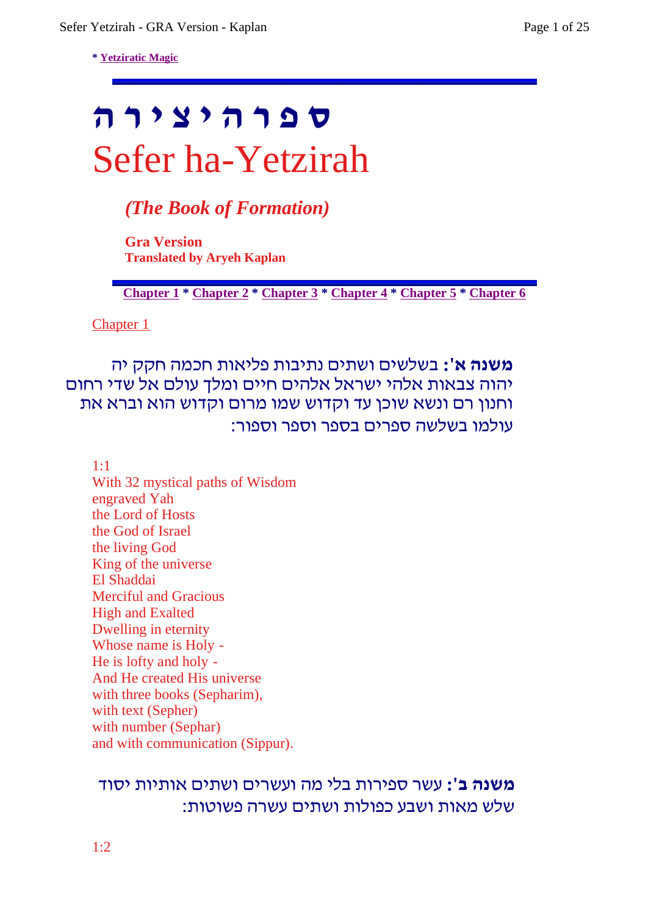* Yetziratic Magic

# ספר היצירה
# Sefer ha-Yetzirah

### *(The Book of Formation)*

**Gra Version**
**Translated by Aryeh Kaplan**

**Chapter 1 * Chapter 2 * Chapter 3 * Chapter 4 * Chapter 5 * Chapter 6**

## Chapter 1

**משנה א':** בשלשים ושתים נתיבות פליאות חכמה חקק יה יהוה צבאות אלהי ישראל אלהים חיים ומלך עולם אל שדי רחום וחנון רם ונשא שוכן עד וקדוש שמו מרום וקדוש הוא וברא את עולמו בשלשה ספרים בספר וספר וספור:

1:1
With 32 mystical paths of Wisdom
engraved Yah
the Lord of Hosts
the God of Israel
the living God
King of the universe
El Shaddai
Merciful and Gracious
High and Exalted
Dwelling in eternity
Whose name is Holy -
He is lofty and holy -
And He created His universe
with three books (Sepharim),
with text (Sepher)
with number (Sephar)
and with communication (Sippur).

**משנה ב':** עשר ספירות בלי מה ועשרים ושתים אותיות יסוד שלש מאות ושבע כפולות ושתים עשרה פשוטות:

1:2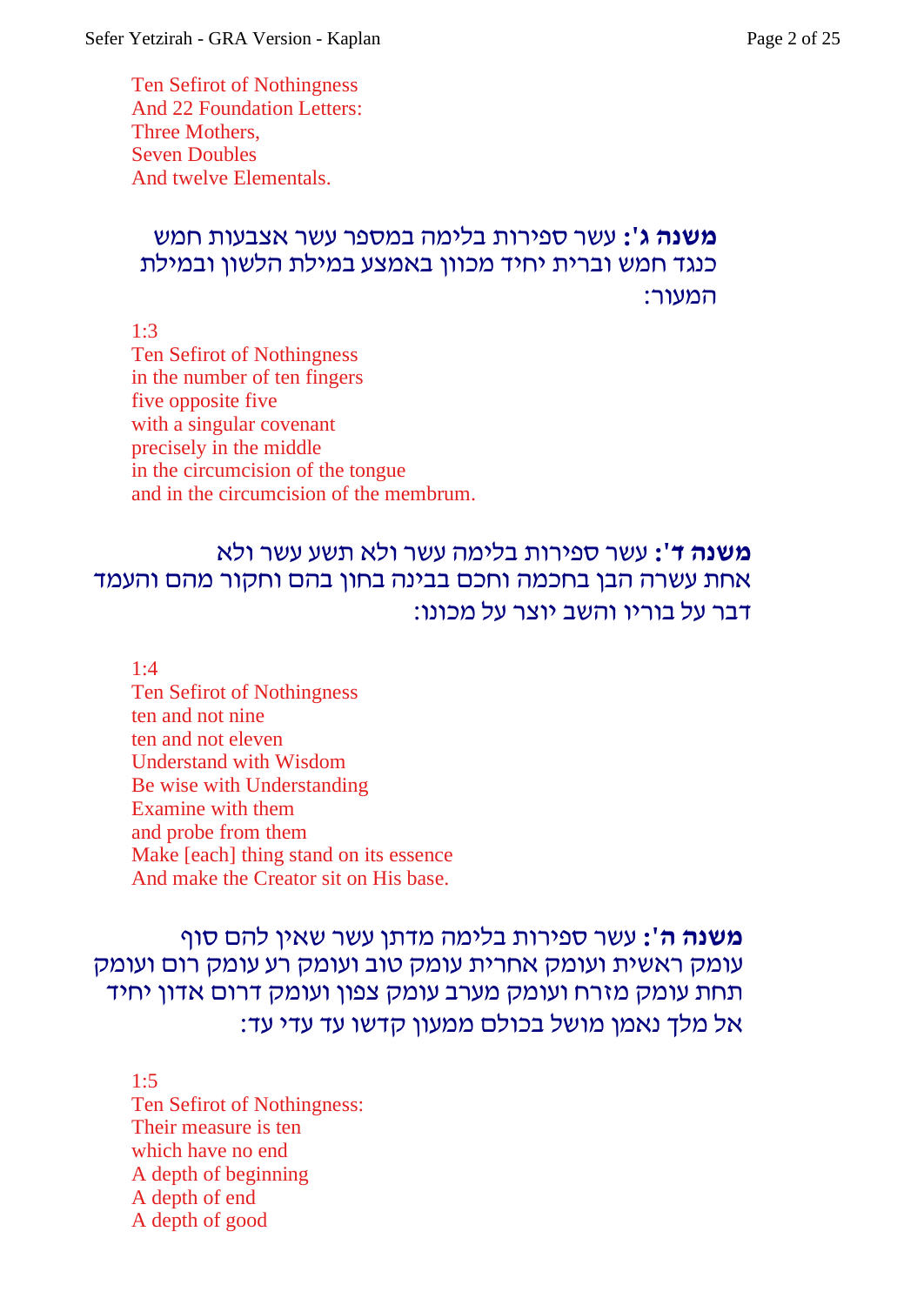Ten Sefirot of Nothingness
And 22 Foundation Letters:
Three Mothers,
Seven Doubles
And twelve Elementals.

**משנה ג':** עשר ספירות בלימה במספר עשר אצבעות חמש כנגד חמש וברית יחיד מכוון באמצע במילת הלשון ובמילת המעור:

1:3
Ten Sefirot of Nothingness
in the number of ten fingers
five opposite five
with a singular covenant
precisely in the middle
in the circumcision of the tongue
and in the circumcision of the membrum.

**משנה ד':** עשר ספירות בלימה עשר ולא תשע עשר ולא אחת עשרה הבן בחכמה וחכם בבינה בחון בהם וחקור מהם והעמד דבר על בוריו והשב יוצר על מכונו:

1:4
Ten Sefirot of Nothingness
ten and not nine
ten and not eleven
Understand with Wisdom
Be wise with Understanding
Examine with them
and probe from them
Make [each] thing stand on its essence
And make the Creator sit on His base.

**משנה ה':** עשר ספירות בלימה מדתן עשר שאין להם סוף עומק ראשית ועומק אחרית עומק טוב ועומק רע עומק רום ועומק תחת עומק מזרח ועומק מערב עומק צפון ועומק דרום אדון יחיד אל מלך נאמן מושל בכולם ממעון קדשו עד עדי עד:

1:5
Ten Sefirot of Nothingness:
Their measure is ten
which have no end
A depth of beginning
A depth of end
A depth of good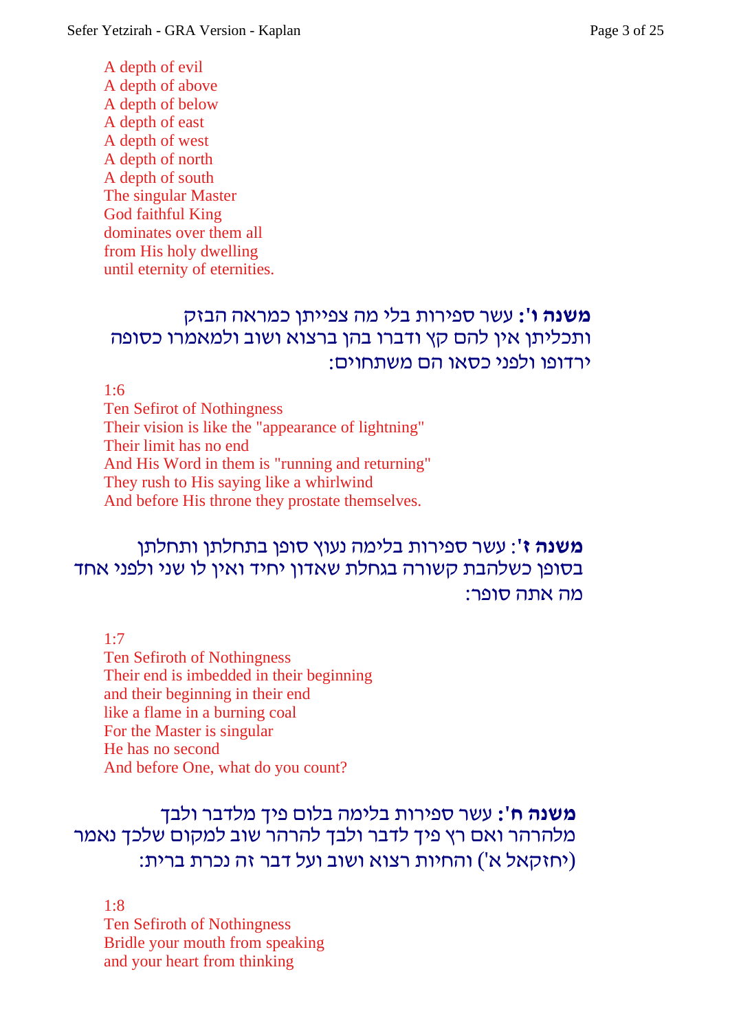A depth of evil
A depth of above
A depth of below
A depth of east
A depth of west
A depth of north
A depth of south
The singular Master
God faithful King
dominates over them all
from His holy dwelling
until eternity of eternities.

**משנה ו':** עשר ספירות בלי מה צפייתן כמראה הבזק ותכליתן אין להם קץ ודברו בהן ברצוא ושוב ולמאמרו כסופה ירדופו ולפני כסאו הם משתחוים:

1:6
Ten Sefirot of Nothingness
Their vision is like the "appearance of lightning"
Their limit has no end
And His Word in them is "running and returning"
They rush to His saying like a whirlwind
And before His throne they prostate themselves.

**משנה ז'**: עשר ספירות בלימה נעוץ סופן בתחלתן ותחלתן בסופן כשלהבת קשורה בגחלת שאדון יחיד ואין לו שני ולפני אחד מה אתה סופר:

1:7
Ten Sefiroth of Nothingness
Their end is imbedded in their beginning
and their beginning in their end
like a flame in a burning coal
For the Master is singular
He has no second
And before One, what do you count?

**משנה ח':** עשר ספירות בלימה בלום פיך מלדבר ולבך מלהרהר ואם רץ פיך לדבר ולבך להרהר שוב למקום שלכך נאמר (יחזקאל א') והחיות רצוא ושוב ועל דבר זה נכרת ברית:

1:8
Ten Sefiroth of Nothingness
Bridle your mouth from speaking
and your heart from thinking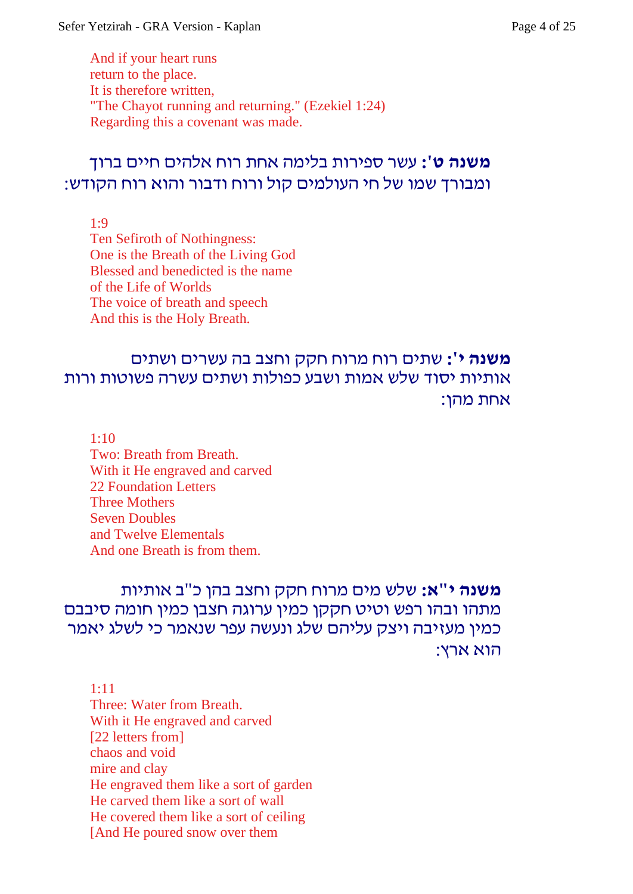And if your heart runs
return to the place.
It is therefore written,
"The Chayot running and returning." (Ezekiel 1:24)
Regarding this a covenant was made.

**משנה ט':** עשר ספירות בלימה אחת רוח אלהים חיים ברוך ומבורך שמו של חי העולמים קול ורוח ודבור והוא רוח הקודש:

1:9
Ten Sefiroth of Nothingness:
One is the Breath of the Living God
Blessed and benedicted is the name
of the Life of Worlds
The voice of breath and speech
And this is the Holy Breath.

**משנה י':** שתים רוח מרוח חקק וחצב בה עשרים ושתים אותיות יסוד שלש אמות ושבע כפולות ושתים עשרה פשוטות ורוח אחת מהן:

1:10
Two: Breath from Breath.
With it He engraved and carved
22 Foundation Letters
Three Mothers
Seven Doubles
and Twelve Elementals
And one Breath is from them.

**משנה י"א:** שלש מים מרוח חקק וחצב בהן כ"ב אותיות מתהו ובהו רפש וטיט חקקן כמין ערוגה חצבן כמין חומה סיבבם כמין מעזיבה ויצק עליהם שלג ונעשה עפר שנאמר כי לשלג יאמר הוא ארץ:

1:11
Three: Water from Breath.
With it He engraved and carved
[22 letters from]
chaos and void
mire and clay
He engraved them like a sort of garden
He carved them like a sort of wall
He covered them like a sort of ceiling
[And He poured snow over them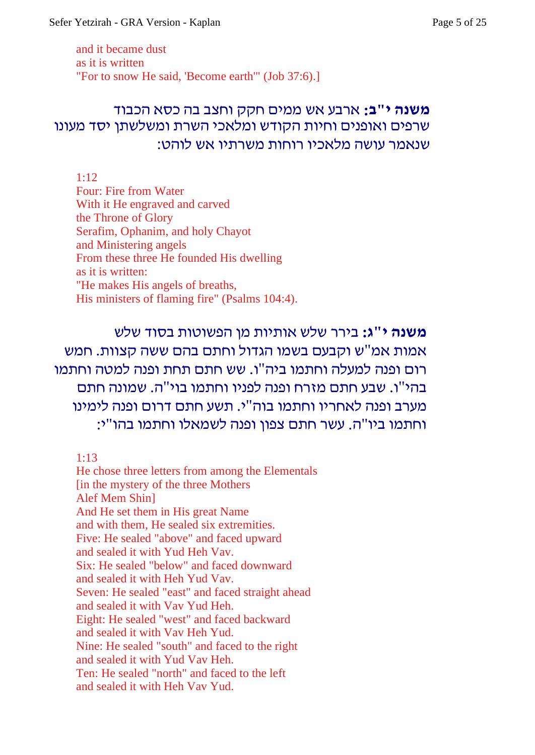and it became dust
as it is written
"For to snow He said, 'Become earth'" (Job 37:6).]

**משנה י"ב:** ארבע אש ממים חקק וחצב בה כסא הכבוד שרפים ואופנים וחיות הקודש ומלאכי השרת ומשלשתן יסד מעונו שנאמר עושה מלאכיו רוחות משרתיו אש לוהט:

1:12
Four: Fire from Water
With it He engraved and carved
the Throne of Glory
Serafim, Ophanim, and holy Chayot
and Ministering angels
From these three He founded His dwelling
as it is written:
"He makes His angels of breaths,
His ministers of flaming fire" (Psalms 104:4).

**משנה י"ג:** בירר שלש אותיות מן הפשוטות בסוד שלש אמות אמ"ש וקבעם בשמו הגדול וחתם בהם ששה קצוות. חמש רום ופנה למעלה וחתמו ביה"ו. שש חתם תחת ופנה למטה וחתמו בהי"ו. שבע חתם מזרח ופנה לפניו וחתמו בוי"ה. שמונה חתם מערב ופנה לאחריו וחתמו בוה"י. תשע חתם דרום ופנה לימינו וחתמו ביו"ה. עשר חתם צפון ופנה לשמאלו וחתמו בהו"י:

1:13
He chose three letters from among the Elementals
[in the mystery of the three Mothers
Alef Mem Shin]
And He set them in His great Name
and with them, He sealed six extremities.
Five: He sealed "above" and faced upward
and sealed it with Yud Heh Vav.
Six: He sealed "below" and faced downward
and sealed it with Heh Yud Vav.
Seven: He sealed "east" and faced straight ahead
and sealed it with Vav Yud Heh.
Eight: He sealed "west" and faced backward
and sealed it with Vav Heh Yud.
Nine: He sealed "south" and faced to the right
and sealed it with Yud Vav Heh.
Ten: He sealed "north" and faced to the left
and sealed it with Heh Vav Yud.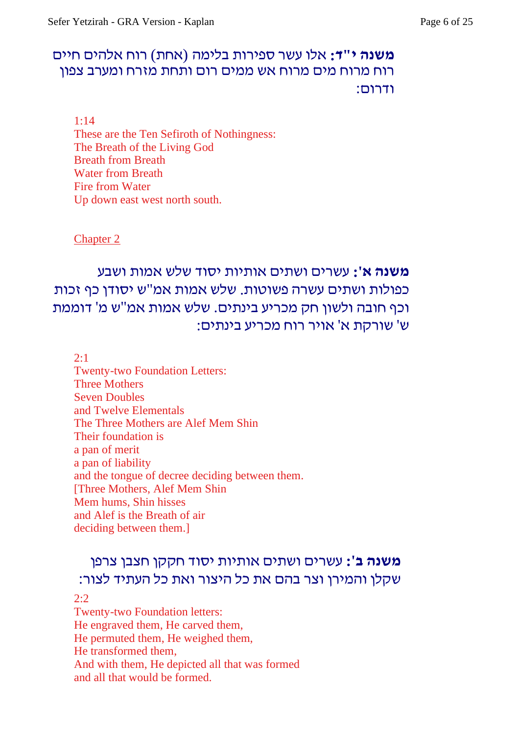**משנה י"ד:** אלו עשר ספירות בלימה (אחת) רוח אלהים חיים רוח מרוח מים מרוח אש ממים רום ותחת מזרח ומערב צפון ודרום:

1:14
These are the Ten Sefiroth of Nothingness:
The Breath of the Living God
Breath from Breath
Water from Breath
Fire from Water
Up down east west north south.

## Chapter 2

**משנה א':** עשרים ושתים אותיות יסוד שלש אמות ושבע כפולות ושתים עשרה פשוטות. שלש אמות אמ"ש יסודן כף זכות וכף חובה ולשון חק מכריע בינתים. שלש אמות אמ"ש מ' דוממת ש' שורקת א' אויר רוח מכריע בינתים:

2:1
Twenty-two Foundation Letters:
Three Mothers
Seven Doubles
and Twelve Elementals
The Three Mothers are Alef Mem Shin
Their foundation is
a pan of merit
a pan of liability
and the tongue of decree deciding between them.
[Three Mothers, Alef Mem Shin
Mem hums, Shin hisses
and Alef is the Breath of air
deciding between them.]

**משנה ב':** עשרים ושתים אותיות יסוד חקקן חצבן צרפן שקלן והמירן וצר בהם את כל היצור ואת כל העתיד לצור:

2:2
Twenty-two Foundation letters:
He engraved them, He carved them,
He permuted them, He weighed them,
He transformed them,
And with them, He depicted all that was formed
and all that would be formed.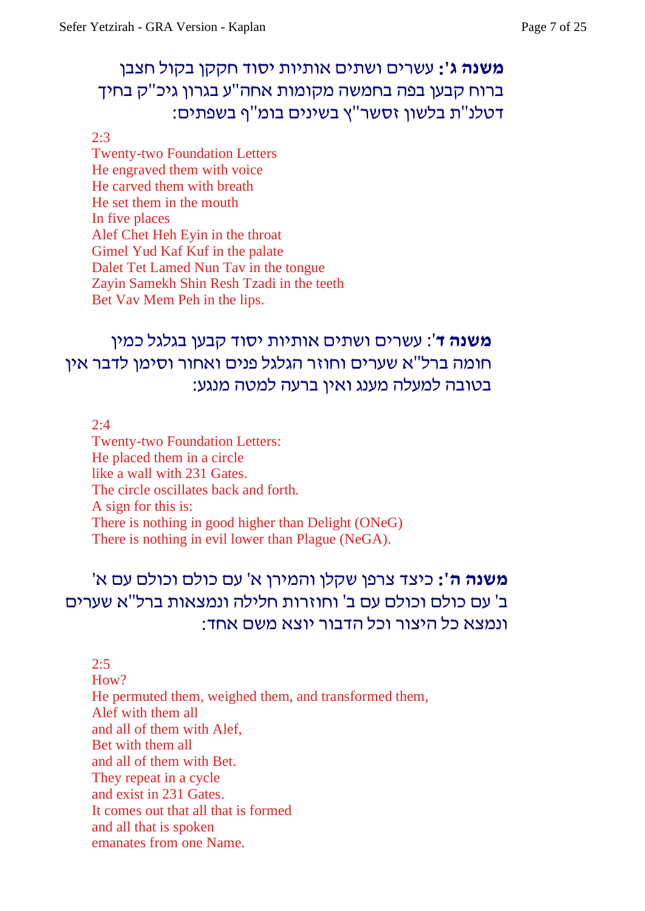**משנה ג':** עשרים ושתים אותיות יסוד חקקן בקול חצבן ברוח קבען בפה בחמשה מקומות אחה"ע בגרון גיכ"ק בחיך דטלנ"ת בלשון זסשר"ץ בשינים בומ"ף בשפתים:

2:3
Twenty-two Foundation Letters
He engraved them with voice
He carved them with breath
He set them in the mouth
In five places
Alef Chet Heh Eyin in the throat
Gimel Yud Kaf Kuf in the palate
Dalet Tet Lamed Nun Tav in the tongue
Zayin Samekh Shin Resh Tzadi in the teeth
Bet Vav Mem Peh in the lips.

**משנה ד'**: עשרים ושתים אותיות יסוד קבען בגלגל כמין חומה ברל"א שערים וחוזר הגלגל פנים ואחור וסימן לדבר אין בטובה למעלה מענג ואין ברעה למטה מנגע:

2:4
Twenty-two Foundation Letters:
He placed them in a circle
like a wall with 231 Gates.
The circle oscillates back and forth.
A sign for this is:
There is nothing in good higher than Delight (ONeG)
There is nothing in evil lower than Plague (NeGA).

**משנה ה':** כיצד צרפן שקלן והמירן א' עם כולם וכולם עם א' ב' עם כולם וכולם עם ב' וחוזרות חלילה ונמצאות ברל"א שערים ונמצא כל היצור וכל הדבור יוצא משם אחד:

2:5
How?
He permuted them, weighed them, and transformed them,
Alef with them all
and all of them with Alef,
Bet with them all
and all of them with Bet.
They repeat in a cycle
and exist in 231 Gates.
It comes out that all that is formed
and all that is spoken
emanates from one Name.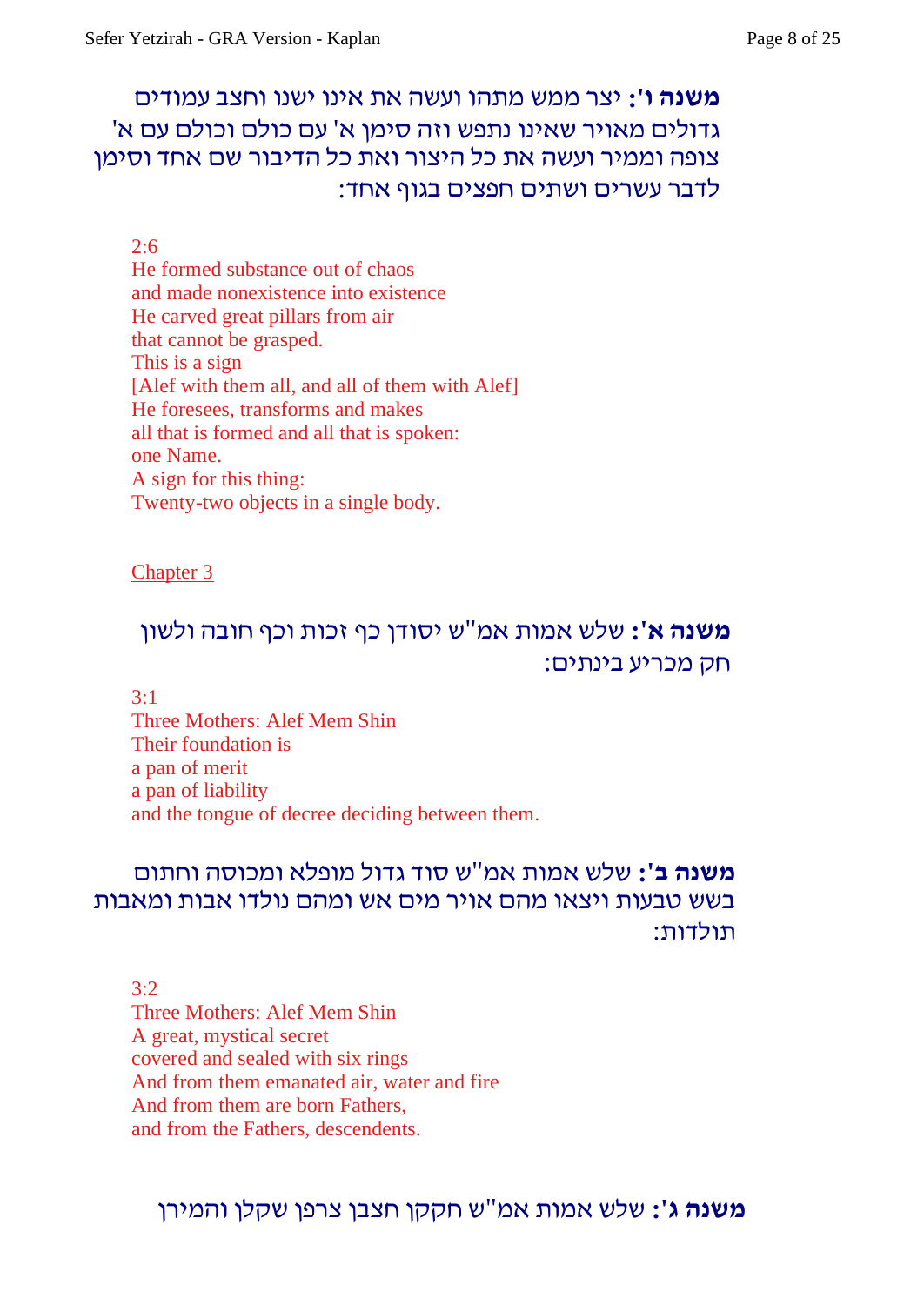**משנה ו':** יצר ממש מתהו ועשה את אינו ישנו וחצב עמודים גדולים מאויר שאינו נתפש וזה סימן א' עם כולם וכולם עם א' צופה וממיר ועשה את כל היצור ואת כל הדיבור שם אחד וסימן לדבר עשרים ושתים חפצים בגוף אחד:

2:6
He formed substance out of chaos
and made nonexistence into existence
He carved great pillars from air
that cannot be grasped.
This is a sign
[Alef with them all, and all of them with Alef]
He foresees, transforms and makes
all that is formed and all that is spoken:
one Name.
A sign for this thing:
Twenty-two objects in a single body.

## Chapter 3

**משנה א':** שלש אמות אמ"ש יסודן כף זכות וכף חובה ולשון חק מכריע בינתים:

3:1
Three Mothers: Alef Mem Shin
Their foundation is
a pan of merit
a pan of liability
and the tongue of decree deciding between them.

**משנה ב':** שלש אמות אמ"ש סוד גדול מופלא ומכוסה וחתום בשש טבעות ויצאו מהם אויר מים אש ומהם נולדו אבות ומאבות תולדות:

3:2
Three Mothers: Alef Mem Shin
A great, mystical secret
covered and sealed with six rings
And from them emanated air, water and fire
And from them are born Fathers,
and from the Fathers, descendents.

**משנה ג':** שלש אמות אמ"ש חקקן חצבן צרפן שקלן והמירן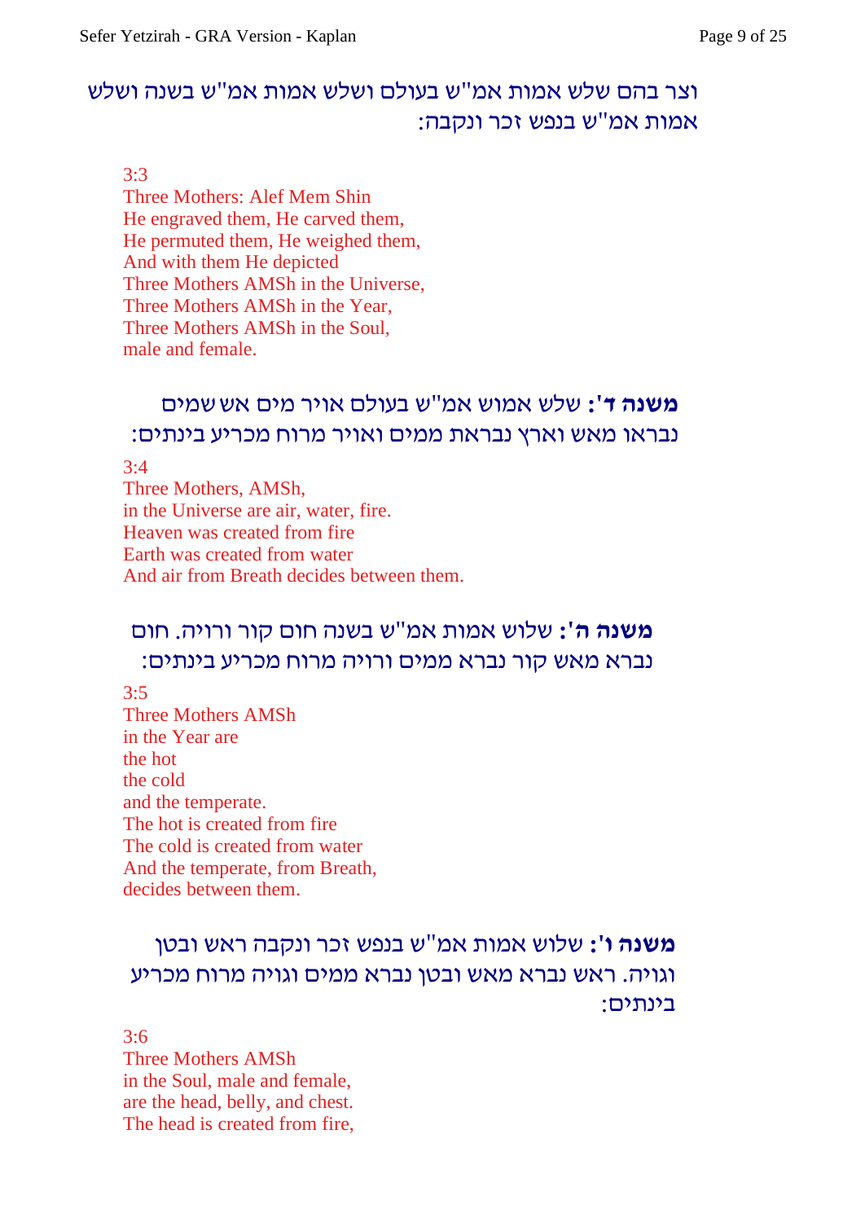וצר בהם שלש אמות אמ"ש בעולם ושלש אמות אמ"ש בשנה ושלש אמות אמ"ש בנפש זכר ונקבה:

3:3
Three Mothers: Alef Mem Shin
He engraved them, He carved them,
He permuted them, He weighed them,
And with them He depicted
Three Mothers AMSh in the Universe,
Three Mothers AMSh in the Year,
Three Mothers AMSh in the Soul,
male and female.

**משנה ד':** שלש אמוש אמ"ש בעולם אויר מים אש שמים נבראו מאש וארץ נבראת ממים ואויר מרוח מכריע בינתים:

3:4
Three Mothers, AMSh,
in the Universe are air, water, fire.
Heaven was created from fire
Earth was created from water
And air from Breath decides between them.

**משנה ה':** שלוש אמות אמ"ש בשנה חום קור ורויה. חום נברא מאש קור נברא ממים ורויה מרוח מכריע בינתים:

3:5
Three Mothers AMSh
in the Year are
the hot
the cold
and the temperate.
The hot is created from fire
The cold is created from water
And the temperate, from Breath,
decides between them.

**משנה ו':** שלוש אמות אמ"ש בנפש זכר ונקבה ראש ובטן וגויה. ראש נברא מאש ובטן נברא ממים וגויה מרוח מכריע בינתים:

3:6
Three Mothers AMSh
in the Soul, male and female,
are the head, belly, and chest.
The head is created from fire,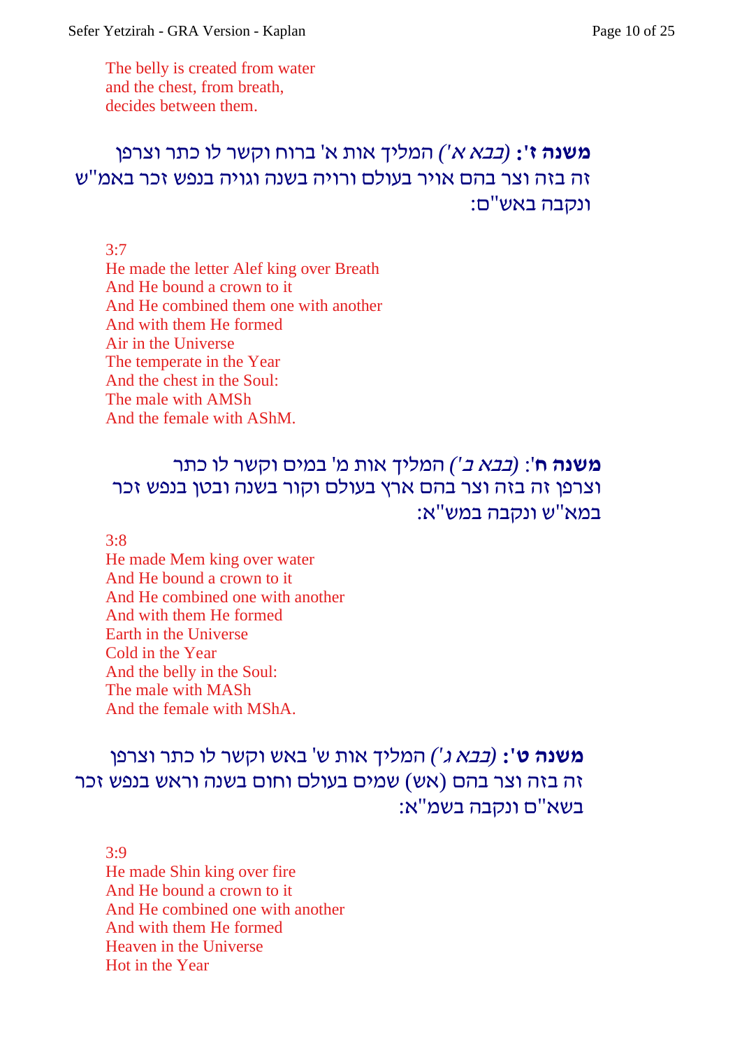The belly is created from water
and the chest, from breath,
decides between them.

**משנה ז':** *(כבא א')* המליך אות א' ברוח וקשר לו כתר וצרפן זה בזה וצר בהם אויר בעולם ורויה בשנה וגויה בנפש זכר באמ"ש ונקבה באש"ם:

3:7
He made the letter Alef king over Breath
And He bound a crown to it
And He combined them one with another
And with them He formed
Air in the Universe
The temperate in the Year
And the chest in the Soul:
The male with AMSh
And the female with AShM.

**משנה ח'**: *(כבא ב')* המליך אות מ' במים וקשר לו כתר וצרפן זה בזה וצר בהם ארץ בעולם וקור בשנה ובטן בנפש זכר במא"ש ונקבה במש"א:

3:8
He made Mem king over water
And He bound a crown to it
And He combined one with another
And with them He formed
Earth in the Universe
Cold in the Year
And the belly in the Soul:
The male with MASh
And the female with MShA.

**משנה ט':** *(כבא ג')* המליך אות ש' באש וקשר לו כתר וצרפן זה בזה וצר בהם (אש) שמים בעולם וחום בשנה וראש בנפש זכר בשא"ם ונקבה בשמ"א:

3:9
He made Shin king over fire
And He bound a crown to it
And He combined one with another
And with them He formed
Heaven in the Universe
Hot in the Year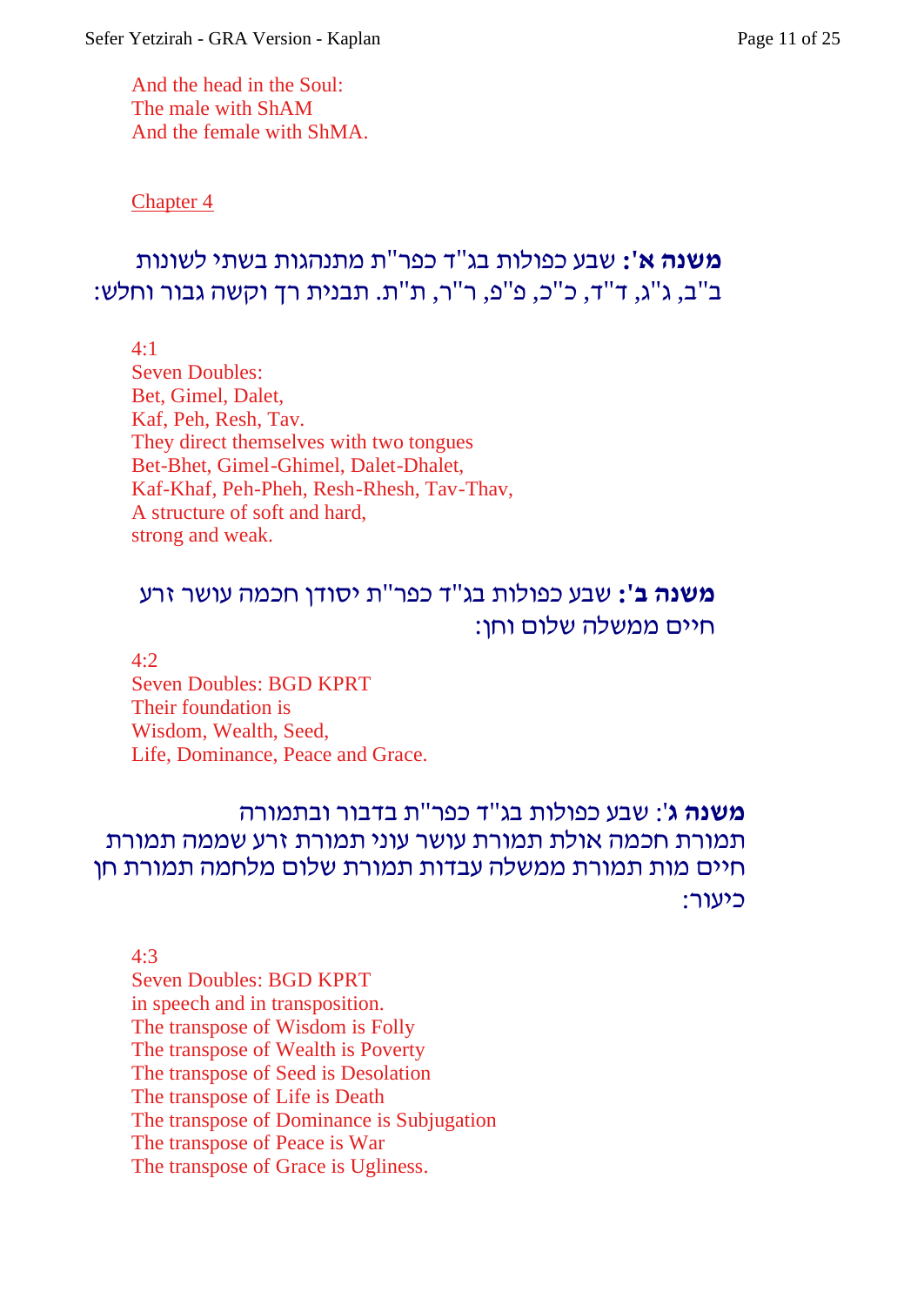And the head in the Soul:
The male with ShAM
And the female with ShMA.

## Chapter 4

**משנה א':** שבע כפולות בג"ד כפר"ת מתנהגות בשתי לשונות ב"ב, ג"ג, ד"ד, כ"כ, פ"פ, ר"ר, ת"ת. תבנית רך וקשה גבור וחלש:

4:1
Seven Doubles:
Bet, Gimel, Dalet,
Kaf, Peh, Resh, Tav.
They direct themselves with two tongues
Bet-Bhet, Gimel-Ghimel, Dalet-Dhalet,
Kaf-Khaf, Peh-Pheh, Resh-Rhesh, Tav-Thav,
A structure of soft and hard,
strong and weak.

**משנה ב':** שבע כפולות בג"ד כפר"ת יסודן חכמה עושר זרע חיים ממשלה שלום וחן:

4:2
Seven Doubles: BGD KPRT
Their foundation is
Wisdom, Wealth, Seed,
Life, Dominance, Peace and Grace.

**משנה ג'**: שבע כפולות בג"ד כפר"ת בדבור ובתמורה תמורת חכמה אולת תמורת עושר עוני תמורת זרע שממה תמורת חיים מות תמורת ממשלה עבדות תמורת שלום מלחמה תמורת חן כיעור:

4:3
Seven Doubles: BGD KPRT
in speech and in transposition.
The transpose of Wisdom is Folly
The transpose of Wealth is Poverty
The transpose of Seed is Desolation
The transpose of Life is Death
The transpose of Dominance is Subjugation
The transpose of Peace is War
The transpose of Grace is Ugliness.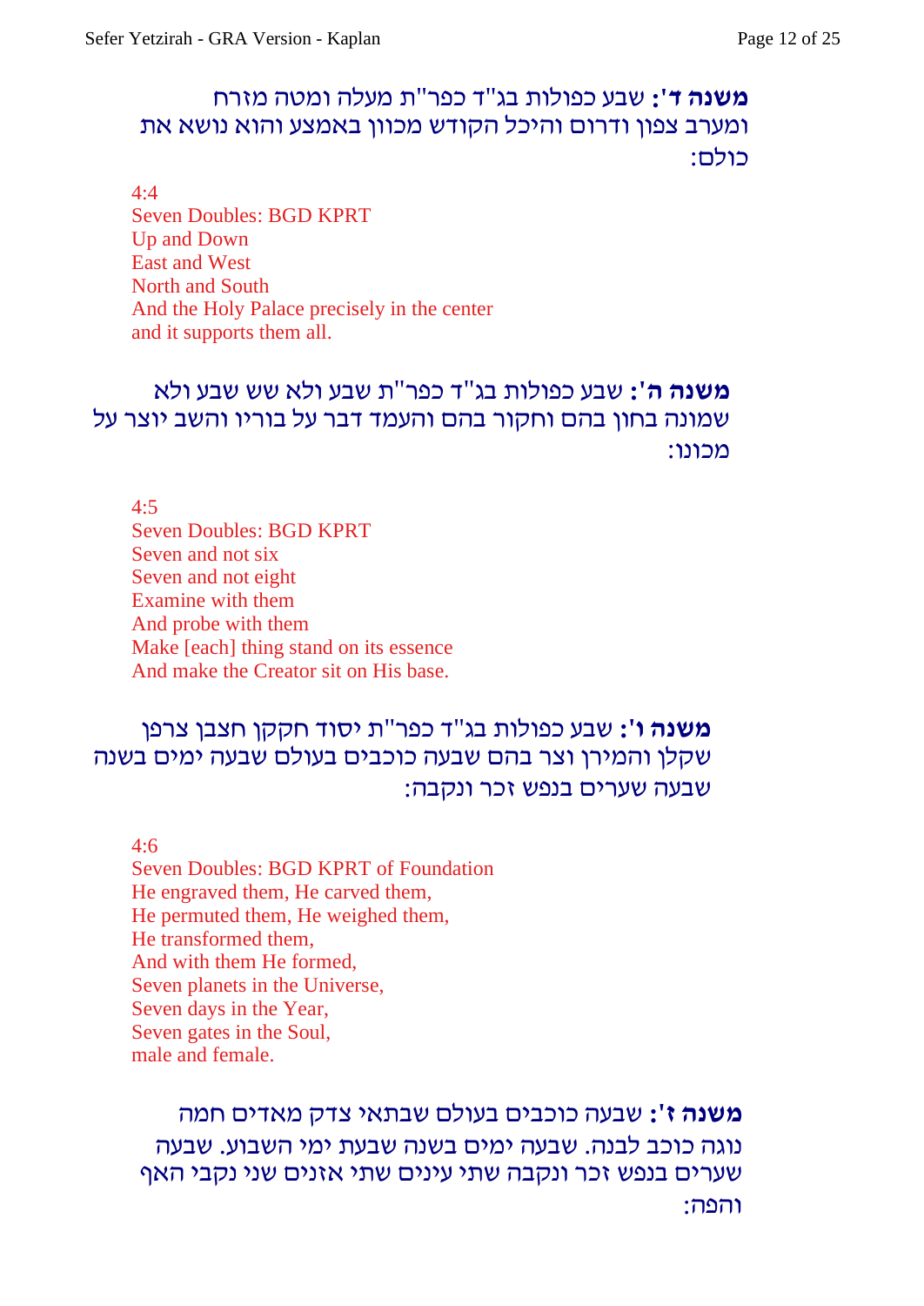**משנה ד':** שבע כפולות בג"ד כפר"ת מעלה ומטה מזרח ומערב צפון ודרום והיכל הקודש מכוון באמצע והוא נושא את כולם:

4:4
Seven Doubles: BGD KPRT
Up and Down
East and West
North and South
And the Holy Palace precisely in the center
and it supports them all.

**משנה ה':** שבע כפולות בג"ד כפר"ת שבע ולא שש שבע ולא שמונה בחון בהם וחקור בהם והעמד דבר על בוריו והשב יוצר על מכונו:

4:5
Seven Doubles: BGD KPRT
Seven and not six
Seven and not eight
Examine with them
And probe with them
Make [each] thing stand on its essence
And make the Creator sit on His base.

**משנה ו':** שבע כפולות בג"ד כפר"ת יסוד חקקן חצבן צרפן שקלן והמירן וצר בהם שבעה כוכבים בעולם שבעה ימים בשנה שבעה שערים בנפש זכר ונקבה:

4:6
Seven Doubles: BGD KPRT of Foundation
He engraved them, He carved them,
He permuted them, He weighed them,
He transformed them,
And with them He formed,
Seven planets in the Universe,
Seven days in the Year,
Seven gates in the Soul,
male and female.

**משנה ז':** שבעה כוכבים בעולם שבתאי צדק מאדים חמה נוגה כוכב לבנה. שבעה ימים בשנה שבעת ימי השבוע. שבעה שערים בנפש זכר ונקבה שתי עינים שתי אזנים שני נקבי האף והפה: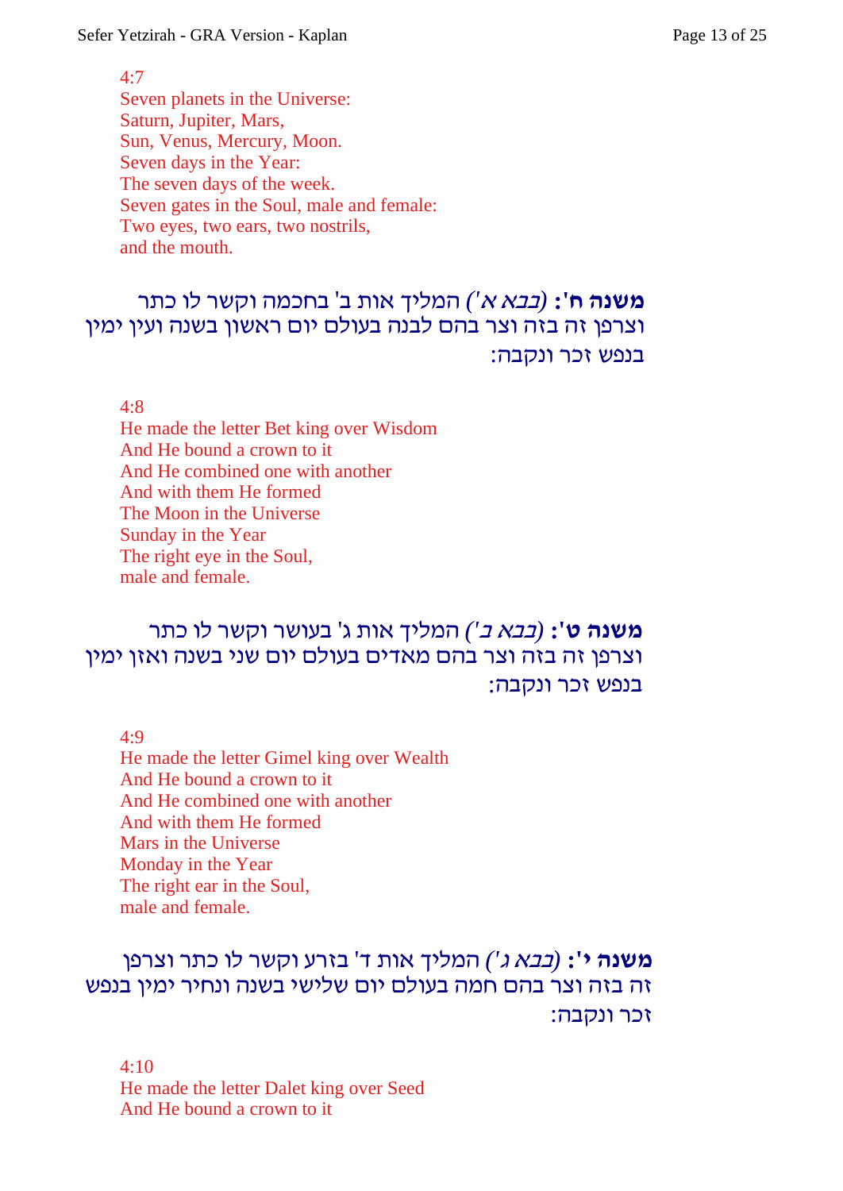4:7
Seven planets in the Universe:
Saturn, Jupiter, Mars,
Sun, Venus, Mercury, Moon.
Seven days in the Year:
The seven days of the week.
Seven gates in the Soul, male and female:
Two eyes, two ears, two nostrils,
and the mouth.

**משנה ח':** *(בבא א')* המליך אות ב' בחכמה וקשר לו כתר וצרפן זה בזה וצר בהם לבנה בעולם יום ראשון בשנה ועין ימין בנפש זכר ונקבה:

4:8
He made the letter Bet king over Wisdom
And He bound a crown to it
And He combined one with another
And with them He formed
The Moon in the Universe
Sunday in the Year
The right eye in the Soul,
male and female.

**משנה ט':** *(בבא ב')* המליך אות ג' בעושר וקשר לו כתר וצרפן זה בזה וצר בהם מאדים בעולם יום שני בשנה ואזן ימין בנפש זכר ונקבה:

4:9
He made the letter Gimel king over Wealth
And He bound a crown to it
And He combined one with another
And with them He formed
Mars in the Universe
Monday in the Year
The right ear in the Soul,
male and female.

**משנה י':** *(בבא ג')* המליך אות ד' בזרע וקשר לו כתר וצרפן זה בזה וצר בהם חמה בעולם יום שלישי בשנה ונחיר ימין בנפש זכר ונקבה:

4:10
He made the letter Dalet king over Seed
And He bound a crown to it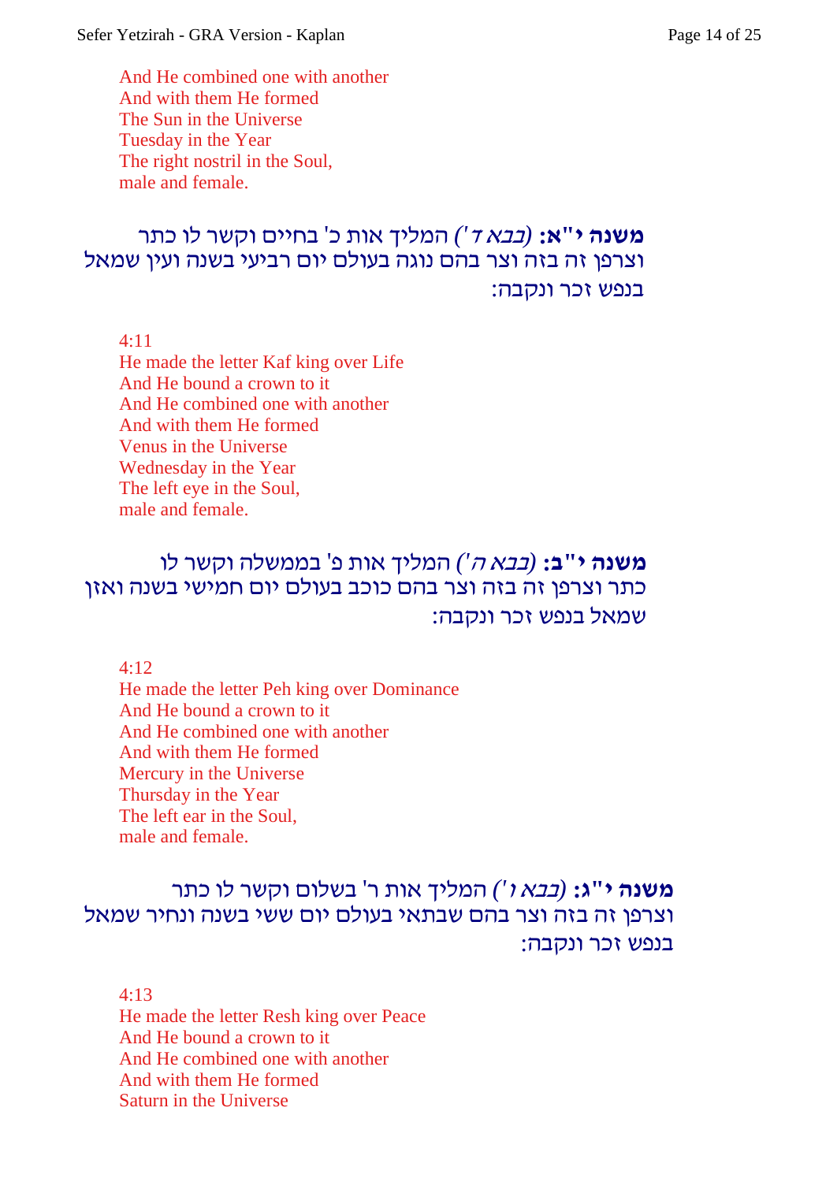And He combined one with another
And with them He formed
The Sun in the Universe
Tuesday in the Year
The right nostril in the Soul,
male and female.

**משנה י"א:** *(בבא ז')* המליך אות כ' בחיים וקשר לו כתר וצרפן זה בזה וצר בהם נוגה בעולם יום רביעי בשנה ועין שמאל בנפש זכר ונקבה:

4:11
He made the letter Kaf king over Life
And He bound a crown to it
And He combined one with another
And with them He formed
Venus in the Universe
Wednesday in the Year
The left eye in the Soul,
male and female.

**משנה י"ב:** *(בבא ה')* המליך אות פ' בממשלה וקשר לו כתר וצרפן זה בזה וצר בהם כוכב בעולם יום חמישי בשנה ואזן שמאל בנפש זכר ונקבה:

4:12
He made the letter Peh king over Dominance
And He bound a crown to it
And He combined one with another
And with them He formed
Mercury in the Universe
Thursday in the Year
The left ear in the Soul,
male and female.

**משנה י"ג:** *(בבא ו')* המליך אות ר' בשלום וקשר לו כתר וצרפן זה בזה וצר בהם שבתאי בעולם יום ששי בשנה ונחיר שמאל בנפש זכר ונקבה:

4:13
He made the letter Resh king over Peace
And He bound a crown to it
And He combined one with another
And with them He formed
Saturn in the Universe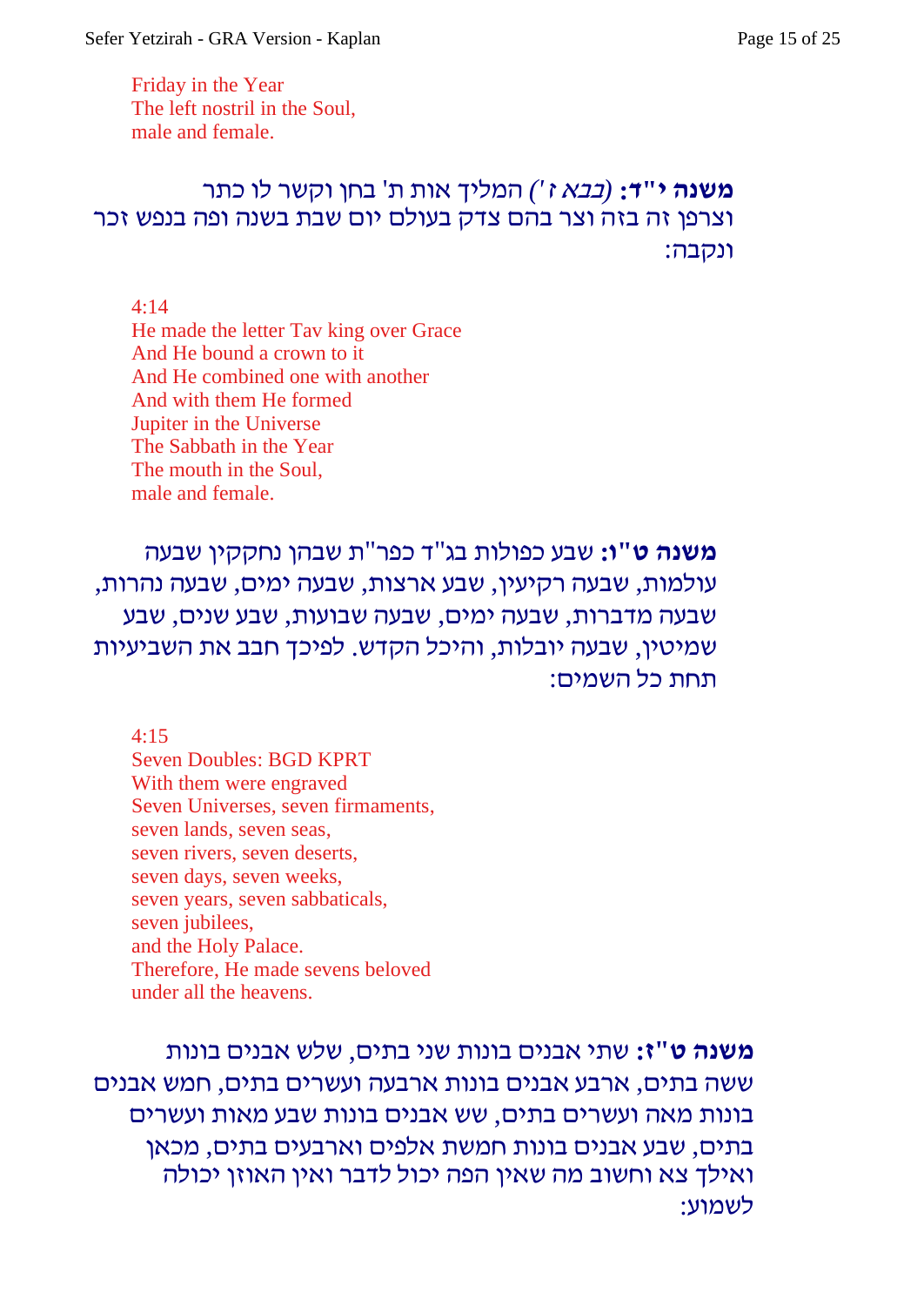Friday in the Year
The left nostril in the Soul,
male and female.

**משנה י"ד:** *(בבא ז')* המליך אות ת' בחן וקשר לו כתר וצרפן זה בזה וצר בהם צדק בעולם יום שבת בשנה ופה בנפש זכר ונקבה:

4:14
He made the letter Tav king over Grace
And He bound a crown to it
And He combined one with another
And with them He formed
Jupiter in the Universe
The Sabbath in the Year
The mouth in the Soul,
male and female.

**משנה ט"ו:** שבע כפולות בג"ד כפר"ת שבהן נחקקין שבעה עולמות, שבעה רקיעין, שבע ארצות, שבעה ימים, שבעה נהרות, שבעה מדברות, שבעה ימים, שבעה שבועות, שבע שנים, שבע שמיטין, שבעה יובלות, והיכל הקדש. לפיכך חבב את השביעיות תחת כל השמים:

4:15
Seven Doubles: BGD KPRT
With them were engraved
Seven Universes, seven firmaments,
seven lands, seven seas,
seven rivers, seven deserts,
seven days, seven weeks,
seven years, seven sabbaticals,
seven jubilees,
and the Holy Palace.
Therefore, He made sevens beloved
under all the heavens.

**משנה ט"ז:** שתי אבנים בונות שני בתים, שלש אבנים בונות ששה בתים, ארבע אבנים בונות ארבעה ועשרים בתים, חמש אבנים בונות מאה ועשרים בתים, שש אבנים בונות שבע מאות ועשרים בתים, שבע אבנים בונות חמשת אלפים וארבעים בתים, מכאן ואילך צא וחשוב מה שאין הפה יכול לדבר ואין האוזן יכולה לשמוע: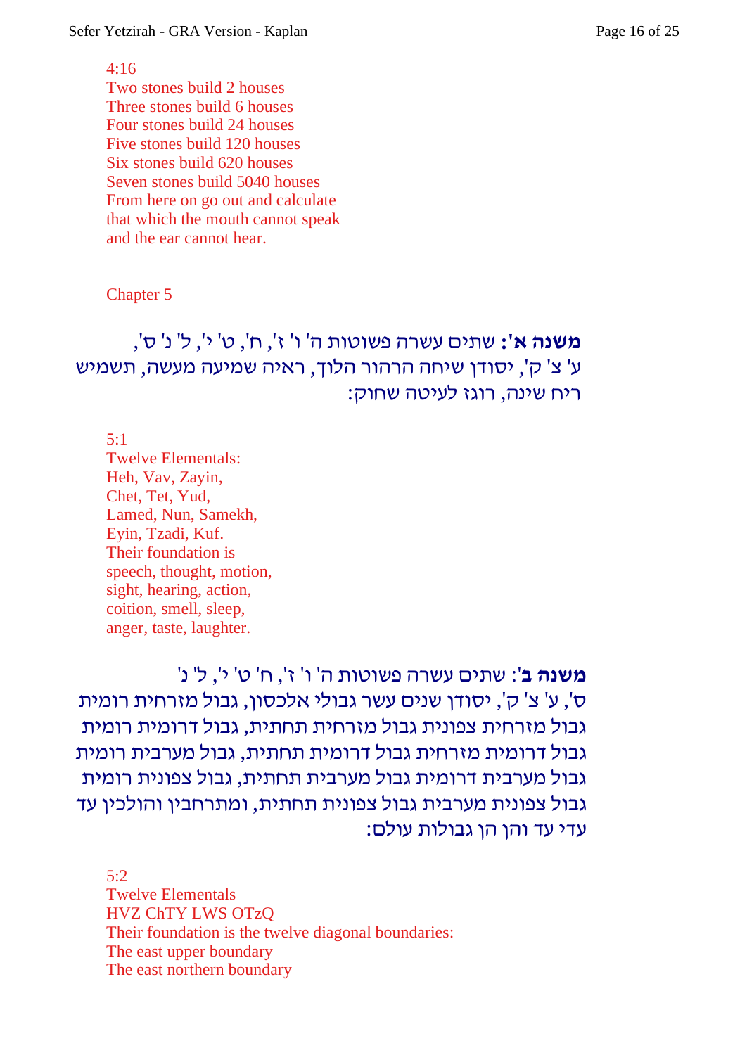4:16
Two stones build 2 houses
Three stones build 6 houses
Four stones build 24 houses
Five stones build 120 houses
Six stones build 620 houses
Seven stones build 5040 houses
From here on go out and calculate
that which the mouth cannot speak
and the ear cannot hear.

## Chapter 5

**משנה א':** שתים עשרה פשוטות ה' ו' ז', ח' ט' י', ל' נ' ס', ע' צ' ק', יסודן שיחה הרהור הלוך, ראיה שמיעה מעשה, תשמיש ריח שינה, רוגז לעיטה שחוק:

5:1
Twelve Elementals:
Heh, Vav, Zayin,
Chet, Tet, Yud,
Lamed, Nun, Samekh,
Eyin, Tzadi, Kuf.
Their foundation is
speech, thought, motion,
sight, hearing, action,
coition, smell, sleep,
anger, taste, laughter.

**משנה ב'**: שתים עשרה פשוטות ה' ו' ז', ח' ט' י', ל' נ' ס', ע' צ' ק', יסודן שנים עשר גבולי אלכסון, גבול מזרחית רומית גבול מזרחית צפונית גבול מזרחית תחתית, גבול דרומית רומית גבול דרומית מזרחית גבול דרומית תחתית, גבול מערבית רומית גבול מערבית דרומית גבול מערבית תחתית, גבול צפונית רומית גבול צפונית מערבית גבול צפונית תחתית, ומתרחבין והולכין עד עדי עד והן הן גבולות עולם:

5:2
Twelve Elementals
HVZ ChTY LWS OTzQ
Their foundation is the twelve diagonal boundaries:
The east upper boundary
The east northern boundary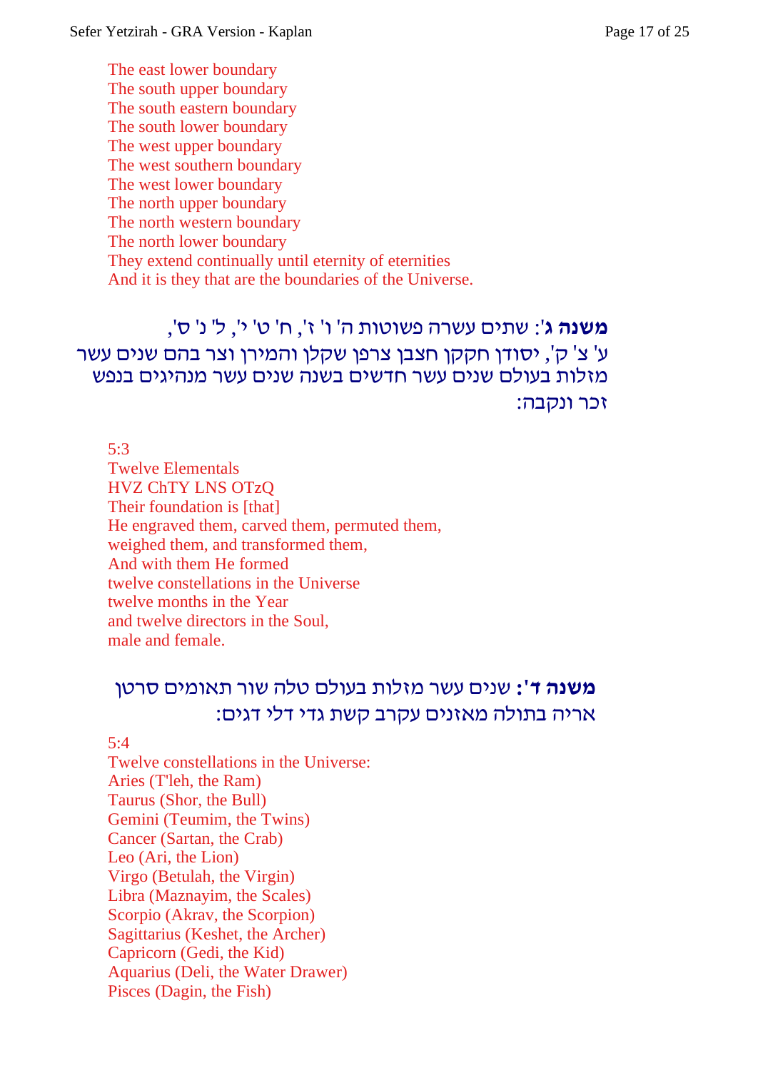The east lower boundary
The south upper boundary
The south eastern boundary
The south lower boundary
The west upper boundary
The west southern boundary
The west lower boundary
The north upper boundary
The north western boundary
The north lower boundary
They extend continually until eternity of eternities
And it is they that are the boundaries of the Universe.

**משנה ג'**: שתים עשרה פשוטות ה' ו' ז', ח' ט' י', ל' נ' ס', ע' צ' ק', יסודן חקקן חצבן צרפן שקלן והמירן וצר בהם שנים עשר מזלות בעולם שנים עשר חדשים בשנה שנים עשר מנהיגים בנפש זכר ונקבה:

5:3
Twelve Elementals
HVZ ChTY LNS OTzQ
Their foundation is [that]
He engraved them, carved them, permuted them,
weighed them, and transformed them,
And with them He formed
twelve constellations in the Universe
twelve months in the Year
and twelve directors in the Soul,
male and female.

**משנה ד'**: שנים עשר מזלות בעולם טלה שור תאומים סרטן אריה בתולה מאזנים עקרב קשת גדי דלי דגים:

5:4
Twelve constellations in the Universe:
Aries (T'leh, the Ram)
Taurus (Shor, the Bull)
Gemini (Teumim, the Twins)
Cancer (Sartan, the Crab)
Leo (Ari, the Lion)
Virgo (Betulah, the Virgin)
Libra (Maznayim, the Scales)
Scorpio (Akrav, the Scorpion)
Sagittarius (Keshet, the Archer)
Capricorn (Gedi, the Kid)
Aquarius (Deli, the Water Drawer)
Pisces (Dagin, the Fish)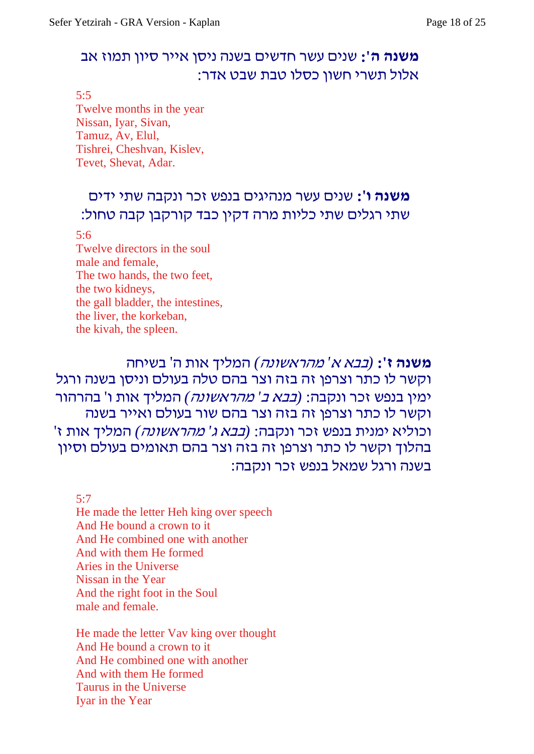**משנה ה':** שנים עשר חדשים בשנה ניסן אייר סיון תמוז אב אלול תשרי חשון כסלו טבת שבט אדר:

5:5
Twelve months in the year
Nissan, Iyar, Sivan,
Tamuz, Av, Elul,
Tishrei, Cheshvan, Kislev,
Tevet, Shevat, Adar.

**משנה ו':** שנים עשר מנהיגים בנפש זכר ונקבה שתי ידים שתי רגלים שתי כליות מרה דקין כבד קורקבן קבה טחול:

5:6
Twelve directors in the soul
male and female,
The two hands, the two feet,
the two kidneys,
the gall bladder, the intestines,
the liver, the korkeban,
the kivah, the spleen.

**משנה ז':** *(בבא א' מהראשונה)* המליך אות ה' בשיחה וקשר לו כתר וצרפן זה בזה וצר בהם טלה בעולם וניסן בשנה ורגל ימין בנפש זכר ונקבה: *(בבא ב' מהראשונה)* המליך אות ו' בהרהור וקשר לו כתר וצרפן זה בזה וצר בהם שור בעולם ואייר בשנה וכוליא ימנית בנפש זכר ונקבה: *(בבא ג' מהראשונה)* המליך אות ז' בהלוך וקשר לו כתר וצרפן זה בזה וצר בהם תאומים בעולם וסיון בשנה ורגל שמאל בנפש זכר ונקבה:

5:7
He made the letter Heh king over speech
And He bound a crown to it
And He combined one with another
And with them He formed
Aries in the Universe
Nissan in the Year
And the right foot in the Soul
male and female.

He made the letter Vav king over thought
And He bound a crown to it
And He combined one with another
And with them He formed
Taurus in the Universe
Iyar in the Year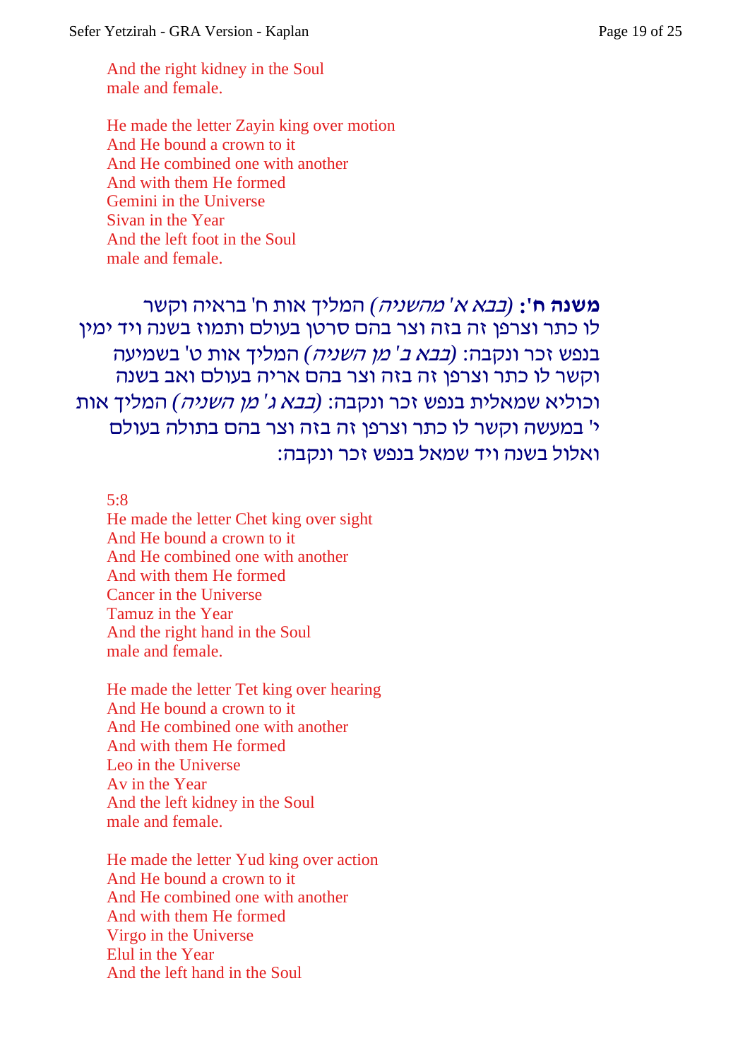And the right kidney in the Soul
male and female.

He made the letter Zayin king over motion
And He bound a crown to it
And He combined one with another
And with them He formed
Gemini in the Universe
Sivan in the Year
And the left foot in the Soul
male and female.

**משנה ח':** *(בבא א' מהשניה)* המליך אות ח' בראיה וקשר לו כתר וצרפן זה בזה וצר בהם סרטן בעולם ותמוז בשנה ויד ימין בנפש זכר ונקבה: *(בבא ב' מן השניה)* המליך אות ט' בשמיעה וקשר לו כתר וצרפן זה בזה וצר בהם אריה בעולם ואב בשנה וכוליא שמאלית בנפש זכר ונקבה: *(בבא ג' מן השניה)* המליך אות י' במעשה וקשר לו כתר וצרפן זה בזה וצר בהם בתולה בעולם ואלול בשנה ויד שמאל בנפש זכר ונקבה:

5:8
He made the letter Chet king over sight
And He bound a crown to it
And He combined one with another
And with them He formed
Cancer in the Universe
Tamuz in the Year
And the right hand in the Soul
male and female.

He made the letter Tet king over hearing
And He bound a crown to it
And He combined one with another
And with them He formed
Leo in the Universe
Av in the Year
And the left kidney in the Soul
male and female.

He made the letter Yud king over action
And He bound a crown to it
And He combined one with another
And with them He formed
Virgo in the Universe
Elul in the Year
And the left hand in the Soul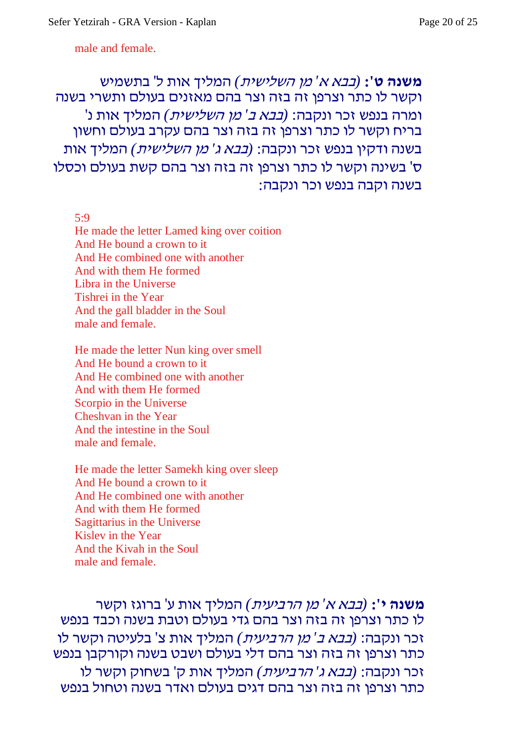male and female.

**משנה ט':** *(בבא א' מן השלישית)* המליך אות ל' בתשמיש וקשר לו כתר וצרפן זה בזה וצר בהם מאזנים בעולם ותשרי בשנה ומרה בנפש זכר ונקבה: *(בבא ב' מן השלישית)* המליך אות נ' בריח וקשר לו כתר וצרפן זה בזה וצר בהם עקרב בעולם וחשון בשנה ודקין בנפש זכר ונקבה: *(בבא ג' מן השלישית)* המליך אות ס' בשינה וקשר לו כתר וצרפן זה בזה וצר בהם קשת בעולם וכסלו בשנה וקבה בנפש וכר ונקבה:

5:9

He made the letter Lamed king over coition
And He bound a crown to it
And He combined one with another
And with them He formed
Libra in the Universe
Tishrei in the Year
And the gall bladder in the Soul
male and female.

He made the letter Nun king over smell
And He bound a crown to it
And He combined one with another
And with them He formed
Scorpio in the Universe
Cheshvan in the Year
And the intestine in the Soul
male and female.

He made the letter Samekh king over sleep
And He bound a crown to it
And He combined one with another
And with them He formed
Sagittarius in the Universe
Kislev in the Year
And the Kivah in the Soul
male and female.

**משנה י':** *(בבא א' מן הרביעית)* המליך אות ע' ברוגז וקשר לו כתר וצרפן זה בזה וצר בהם גדי בעולם וטבת בשנה וכבד בנפש זכר ונקבה: *(בבא ב' מן הרביעית)* המליך אות צ' בלעיטה וקשר לו כתר וצרפן זה בזה וצר בהם דלי בעולם ושבט בשנה וקורקבן בנפש זכר ונקבה: *(בבא ג' הרביעית)* המליך אות ק' בשחוק וקשר לו כתר וצרפן זה בזה וצר בהם דגים בעולם ואדר בשנה וטחול בנפש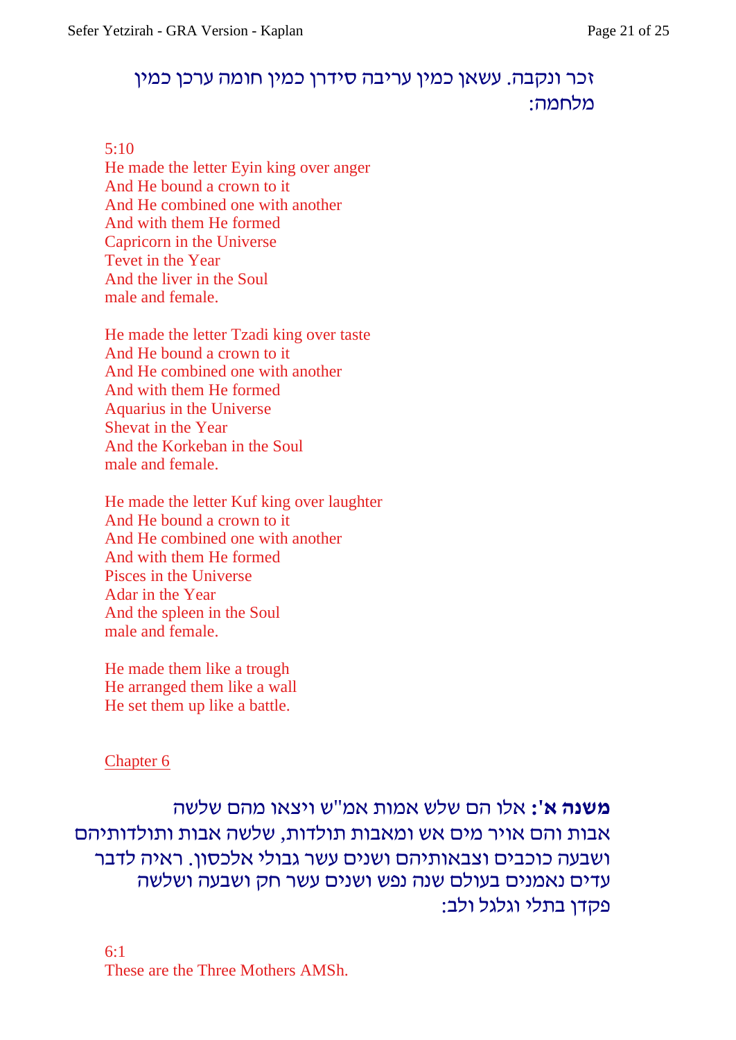זכר ונקבה. עשאן כמין עריבה סידרן כמין חומה ערכן כמין מלחמה:

5:10
He made the letter Eyin king over anger
And He bound a crown to it
And He combined one with another
And with them He formed
Capricorn in the Universe
Tevet in the Year
And the liver in the Soul
male and female.

He made the letter Tzadi king over taste
And He bound a crown to it
And He combined one with another
And with them He formed
Aquarius in the Universe
Shevat in the Year
And the Korkeban in the Soul
male and female.

He made the letter Kuf king over laughter
And He bound a crown to it
And He combined one with another
And with them He formed
Pisces in the Universe
Adar in the Year
And the spleen in the Soul
male and female.

He made them like a trough
He arranged them like a wall
He set them up like a battle.

## Chapter 6

**משנה א':** אלו הם שלש אמות אמ"ש ויצאו מהם שלשה אבות והם אויר מים אש ומאבות תולדות, שלשה אבות ותולדותיהם ושבעה כוכבים וצבאותיהם ושנים עשר גבולי אלכסון. ראיה לדבר עדים נאמנים בעולם שנה נפש ושנים עשר חק ושבעה ושלשה פקדן בתלי וגלגל ולב:

6:1
These are the Three Mothers AMSh.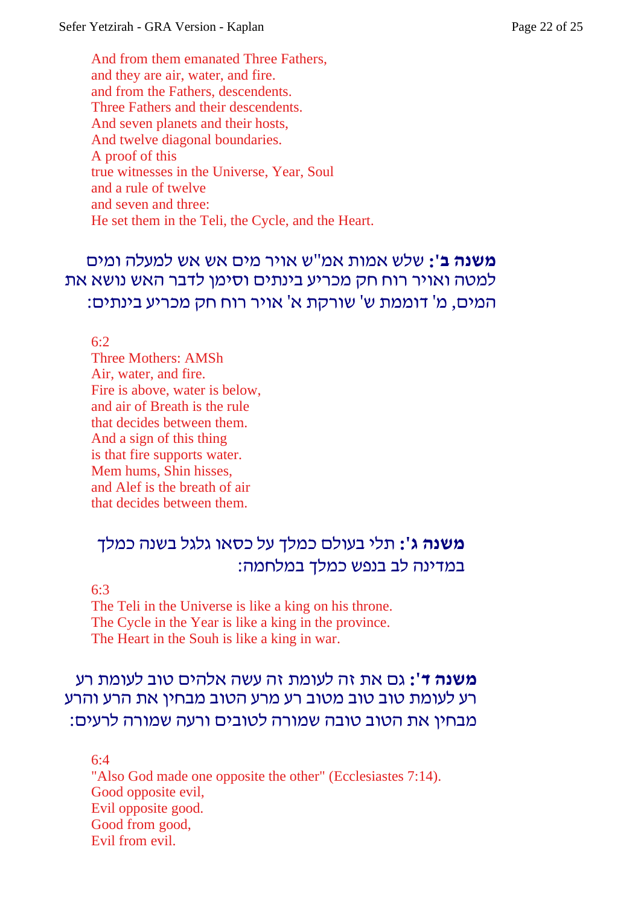And from them emanated Three Fathers,
and they are air, water, and fire.
and from the Fathers, descendents.
Three Fathers and their descendents.
And seven planets and their hosts,
And twelve diagonal boundaries.
A proof of this
true witnesses in the Universe, Year, Soul
and a rule of twelve
and seven and three:
He set them in the Teli, the Cycle, and the Heart.

**משנה ב':** שלש אמות אמ"ש אויר מים אש אש למעלה ומים למטה ואויר רוח חק מכריע בינתים וסימן לדבר האש נושא את המים, מ' דוממת ש' שורקת א' אויר רוח חק מכריע בינתים:

6:2
Three Mothers: AMSh
Air, water, and fire.
Fire is above, water is below,
and air of Breath is the rule
that decides between them.
And a sign of this thing
is that fire supports water.
Mem hums, Shin hisses,
and Alef is the breath of air
that decides between them.

**משנה ג':** תלי בעולם כמלך על כסאו גלגל בשנה כמלך במדינה לב בנפש כמלך במלחמה:

6:3
The Teli in the Universe is like a king on his throne.
The Cycle in the Year is like a king in the province.
The Heart in the Souh is like a king in war.

**משנה ד':** גם את זה לעומת זה עשה אלהים טוב לעומת רע רע לעומת טוב טוב מטוב רע מרע הטוב מבחין את הרע והרע מבחין את הטובה טובה שמורה לטובים ורעה שמורה לרעים:

6:4
"Also God made one opposite the other" (Ecclesiastes 7:14).
Good opposite evil,
Evil opposite good.
Good from good,
Evil from evil.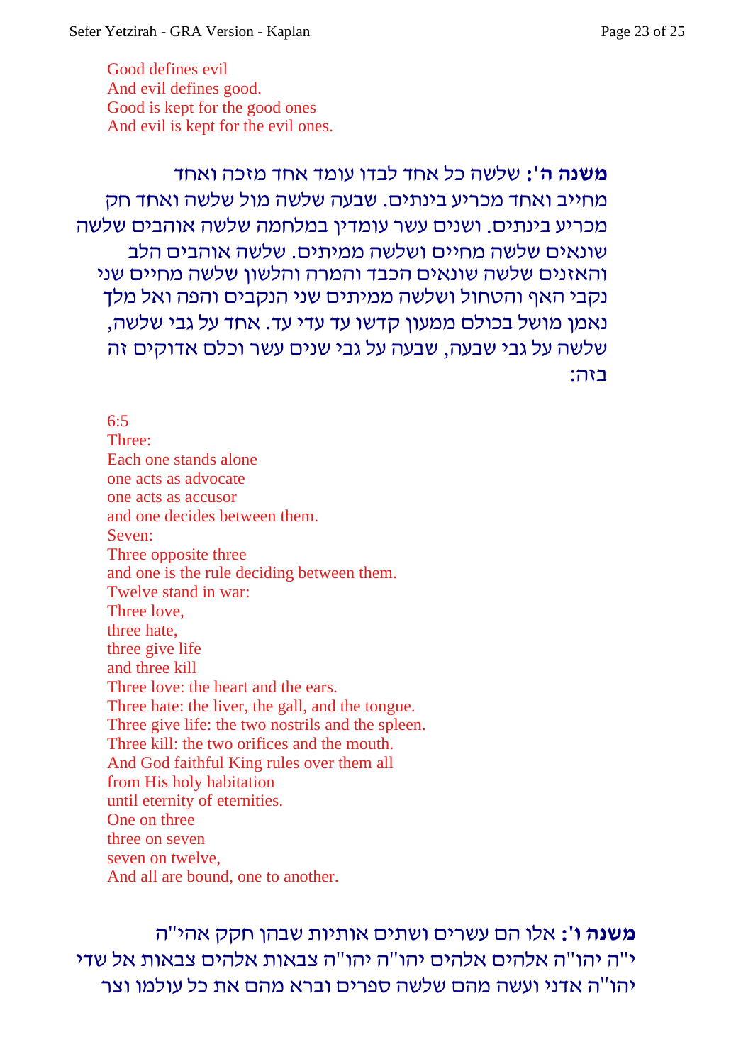Good defines evil
And evil defines good.
Good is kept for the good ones
And evil is kept for the evil ones.

**משנה ה':** שלשה כל אחד לבדו עומד אחד מזכה ואחד מחייב ואחד מכריע בינתים. שבעה שלשה מול שלשה ואחד חק מכריע בינתים. ושנים עשר עומדין במלחמה שלשה אוהבים שלשה שונאים שלשה מחיים ושלשה ממיתים. שלשה אוהבים הלב והאזנים שלשה שונאים הכבד והמרה והלשון שלשה מחיים שני נקבי האף והטחול ושלשה ממיתים שני הנקבים והפה ואל מלך נאמן מושל בכולם ממעון קדשו עד עדי עד. אחד על גבי שלשה, שלשה על גבי שבעה, שבעה על גבי שנים עשר וכלם אדוקים זה בזה:

6:5
Three:
Each one stands alone
one acts as advocate
one acts as accusor
and one decides between them.
Seven:
Three opposite three
and one is the rule deciding between them.
Twelve stand in war:
Three love,
three hate,
three give life
and three kill
Three love: the heart and the ears.
Three hate: the liver, the gall, and the tongue.
Three give life: the two nostrils and the spleen.
Three kill: the two orifices and the mouth.
And God faithful King rules over them all
from His holy habitation
until eternity of eternities.
One on three
three on seven
seven on twelve,
And all are bound, one to another.

**משנה ו':** אלו הם עשרים ושתים אותיות שבהן חקק אהי"ה י"ה יהו"ה אלהים אלהים יהו"ה יהו"ה צבאות אלהים צבאות אל שדי יהו"ה אדני ועשה מהם שלשה ספרים וברא מהם את כל עולמו וצר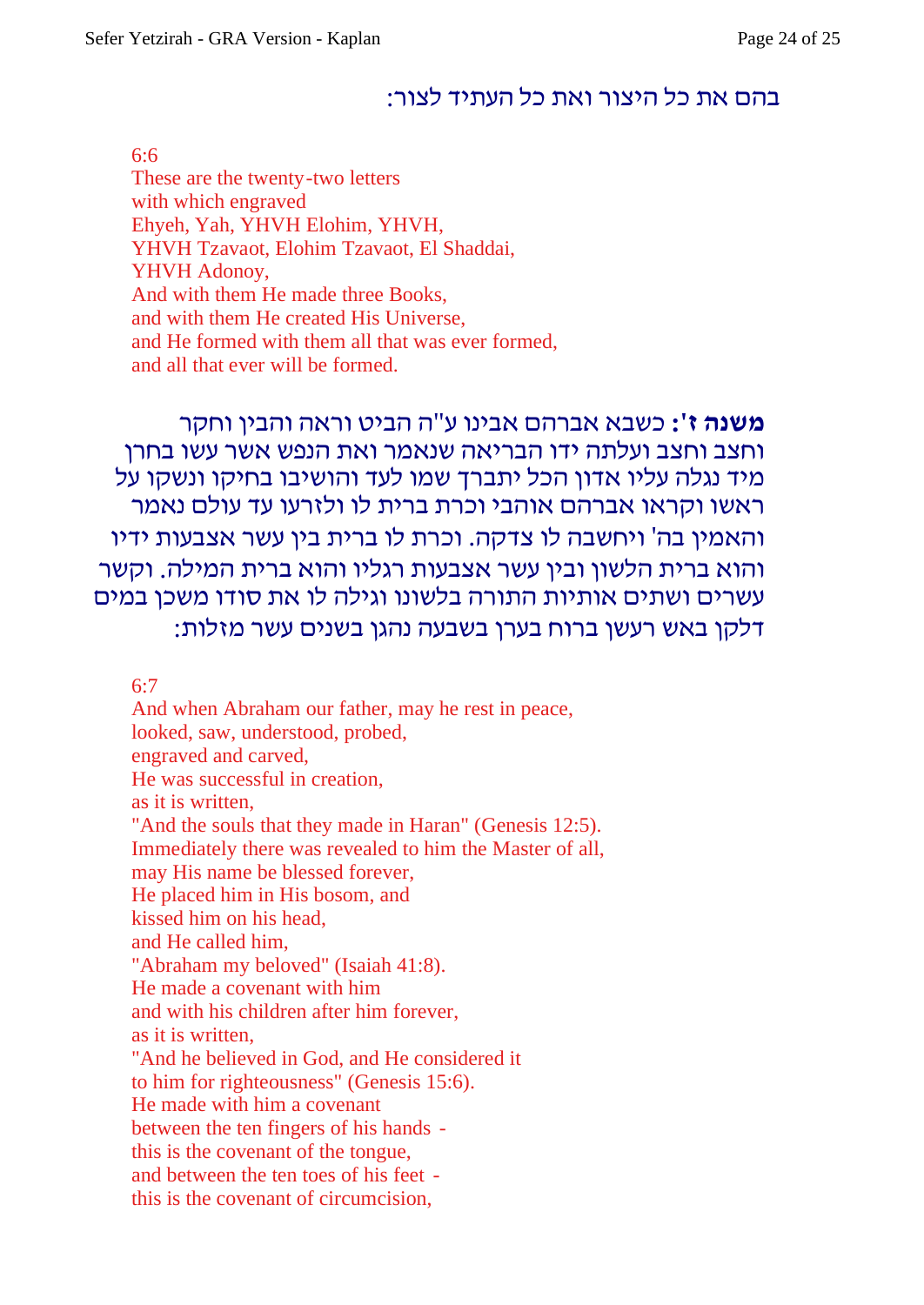בהם את כל היצור ואת כל העתיד לצור:

6:6
These are the twenty-two letters
with which engraved
Ehyeh, Yah, YHVH Elohim, YHVH,
YHVH Tzavaot, Elohim Tzavaot, El Shaddai,
YHVH Adonoy,
And with them He made three Books,
and with them He created His Universe,
and He formed with them all that was ever formed,
and all that ever will be formed.

**משנה ז':** כשבא אברהם אבינו ע"ה הביט וראה והבין וחקר וחצב וחצב ועלתה ידו הבריאה שנאמר ואת הנפש אשר עשו בחרן מיד נגלה עליו אדון הכל יתברך שמו לעד והושיבו בחיקו ונשקו על ראשו וקראו אברהם אוהבי וכרת ברית לו ולזרעו עד עולם נאמר והאמין בה' ויחשבה לו צדקה. וכרת לו ברית בין עשר אצבעות ידיו והוא ברית הלשון ובין עשר אצבעות רגליו והוא ברית המילה. וקשר עשרים ושתים אותיות התורה בלשונו וגילה לו את סודו משכן במים דלקן באש רעשן ברוח בערן בשבעה נהגן בשנים עשר מזלות:

6:7
And when Abraham our father, may he rest in peace,
looked, saw, understood, probed,
engraved and carved,
He was successful in creation,
as it is written,
"And the souls that they made in Haran" (Genesis 12:5).
Immediately there was revealed to him the Master of all,
may His name be blessed forever,
He placed him in His bosom, and
kissed him on his head,
and He called him,
"Abraham my beloved" (Isaiah 41:8).
He made a covenant with him
and with his children after him forever,
as it is written,
"And he believed in God, and He considered it
to him for righteousness" (Genesis 15:6).
He made with him a covenant
between the ten fingers of his hands -
this is the covenant of the tongue,
and between the ten toes of his feet -
this is the covenant of circumcision,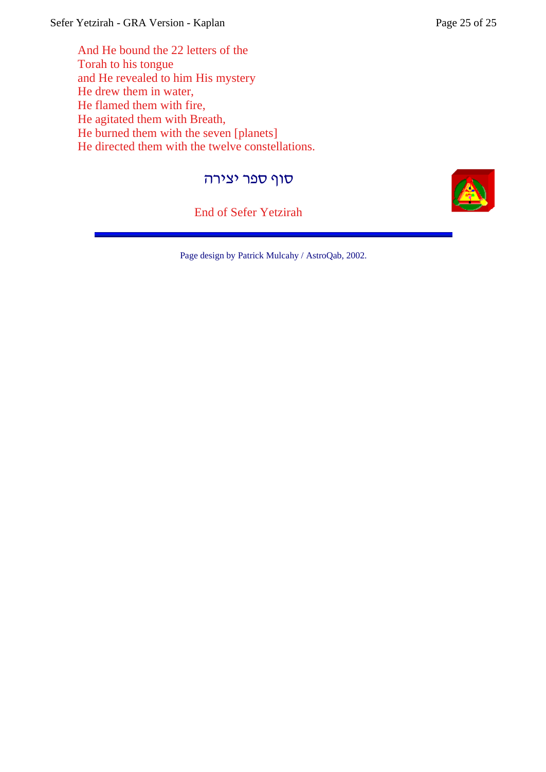And He bound the 22 letters of the Torah to his tongue
and He revealed to him His mystery
He drew them in water,
He flamed them with fire,
He agitated them with Breath,
He burned them with the seven [planets]
He directed them with the twelve constellations.

סוף ספר יצירה

End of Sefer Yetzirah

---

Page design by Patrick Mulcahy / AstroQab, 2002.